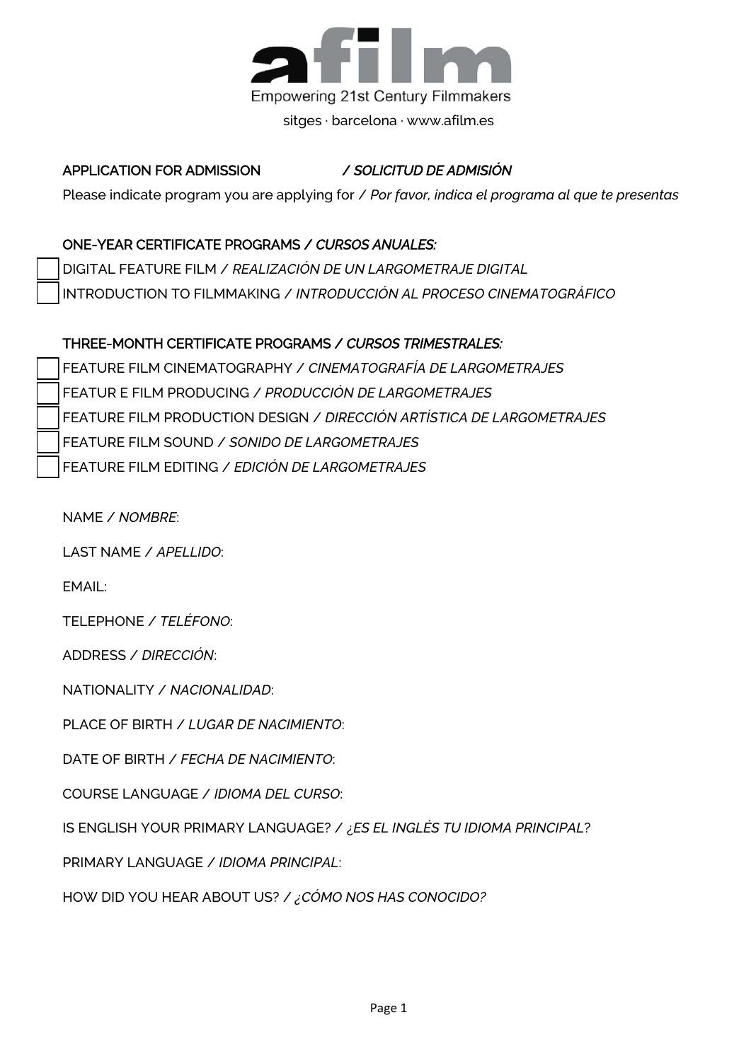# afilm

Empowering 21st Century Filmmakers

sitges · barcelona · www.afilm.es

## APPLICATION FOR ADMISSION *— / SOLICITUD DE ADMISIÓN*

Please indicate program you are applying for */ Por favor, indica el programa al que te presentas*

### ONE-YEAR CERTIFICATE PROGRAMS */ CURSOS ANUALES:*

- [ ] DIGITAL FEATURE FILM */ REALIZACIÓN DE UN LARGOMETRAJE DIGITAL*
- [ ] INTRODUCTION TO FILMMAKING */ INTRODUCCIÓN AL PROCESO CINEMATOGRÁFICO*

### THREE-MONTH CERTIFICATE PROGRAMS */ CURSOS TRIMESTRALES:*

- [ ] FEATURE FILM CINEMATOGRAPHY */ CINEMATOGRAFÍA DE LARGOMETRAJES*
- [ ] FEATUR E FILM PRODUCING */ PRODUCCIÓN DE LARGOMETRAJES*
- [ ] FEATURE FILM PRODUCTION DESIGN */ DIRECCIÓN ARTÍSTICA DE LARGOMETRAJES*
- [ ] FEATURE FILM SOUND */ SONIDO DE LARGOMETRAJES*
- [ ] FEATURE FILM EDITING */ EDICIÓN DE LARGOMETRAJES*

NAME */ NOMBRE*:

LAST NAME */ APELLIDO*:

EMAIL:

TELEPHONE */ TELÉFONO*:

ADDRESS */ DIRECCIÓN*:

NATIONALITY */ NACIONALIDAD*:

PLACE OF BIRTH */ LUGAR DE NACIMIENTO*:

DATE OF BIRTH */ FECHA DE NACIMIENTO*:

COURSE LANGUAGE */ IDIOMA DEL CURSO*:

IS ENGLISH YOUR PRIMARY LANGUAGE? */ ¿ES EL INGLÉS TU IDIOMA PRINCIPAL?*

PRIMARY LANGUAGE */ IDIOMA PRINCIPAL*:

HOW DID YOU HEAR ABOUT US? */ ¿CÓMO NOS HAS CONOCIDO?*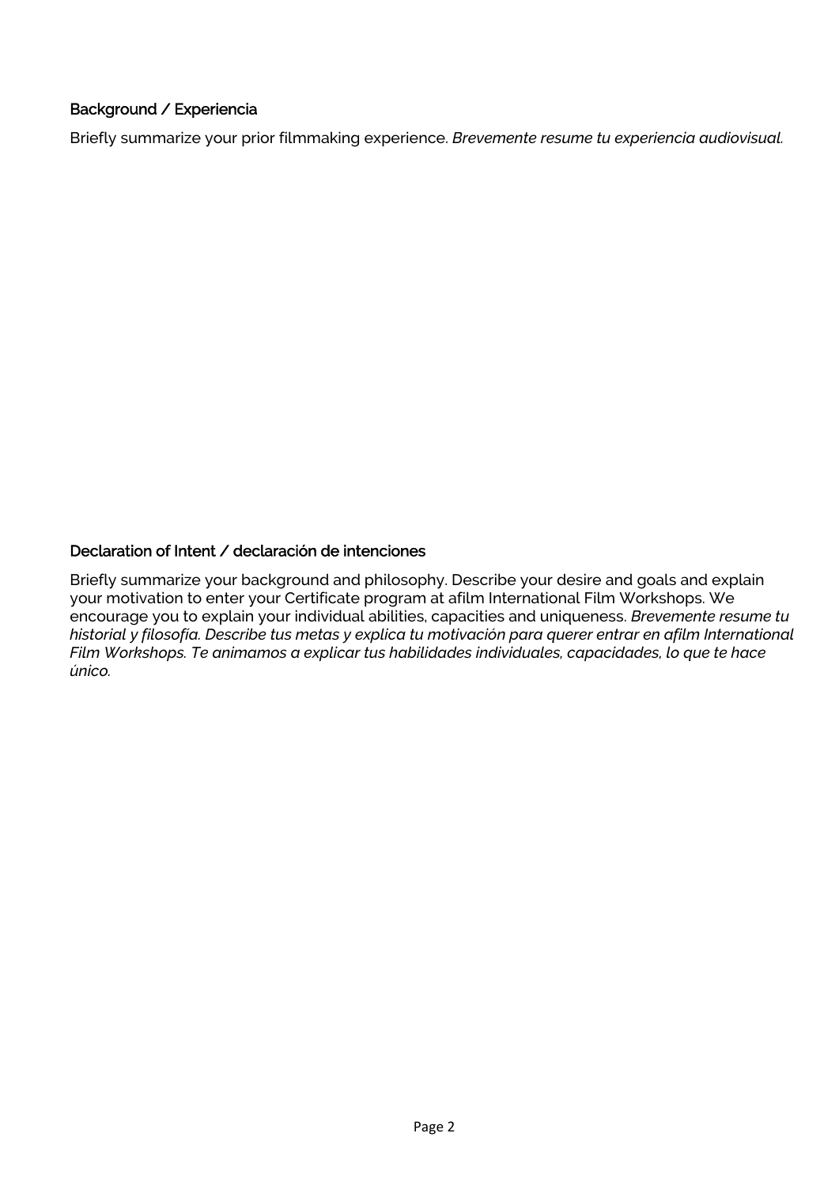### Background / Experiencia

Briefly summarize your prior filmmaking experience. *Brevemente resume tu experiencia audiovisual.*

### Declaration of Intent / declaración de intenciones

Briefly summarize your background and philosophy. Describe your desire and goals and explain your motivation to enter your Certificate program at afilm International Film Workshops. We encourage you to explain your individual abilities, capacities and uniqueness. *Brevemente resume tu historial y filosofía. Describe tus metas y explica tu motivación para querer entrar en afilm International Film Workshops. Te animamos a explicar tus habilidades individuales, capacidades, lo que te hace único.*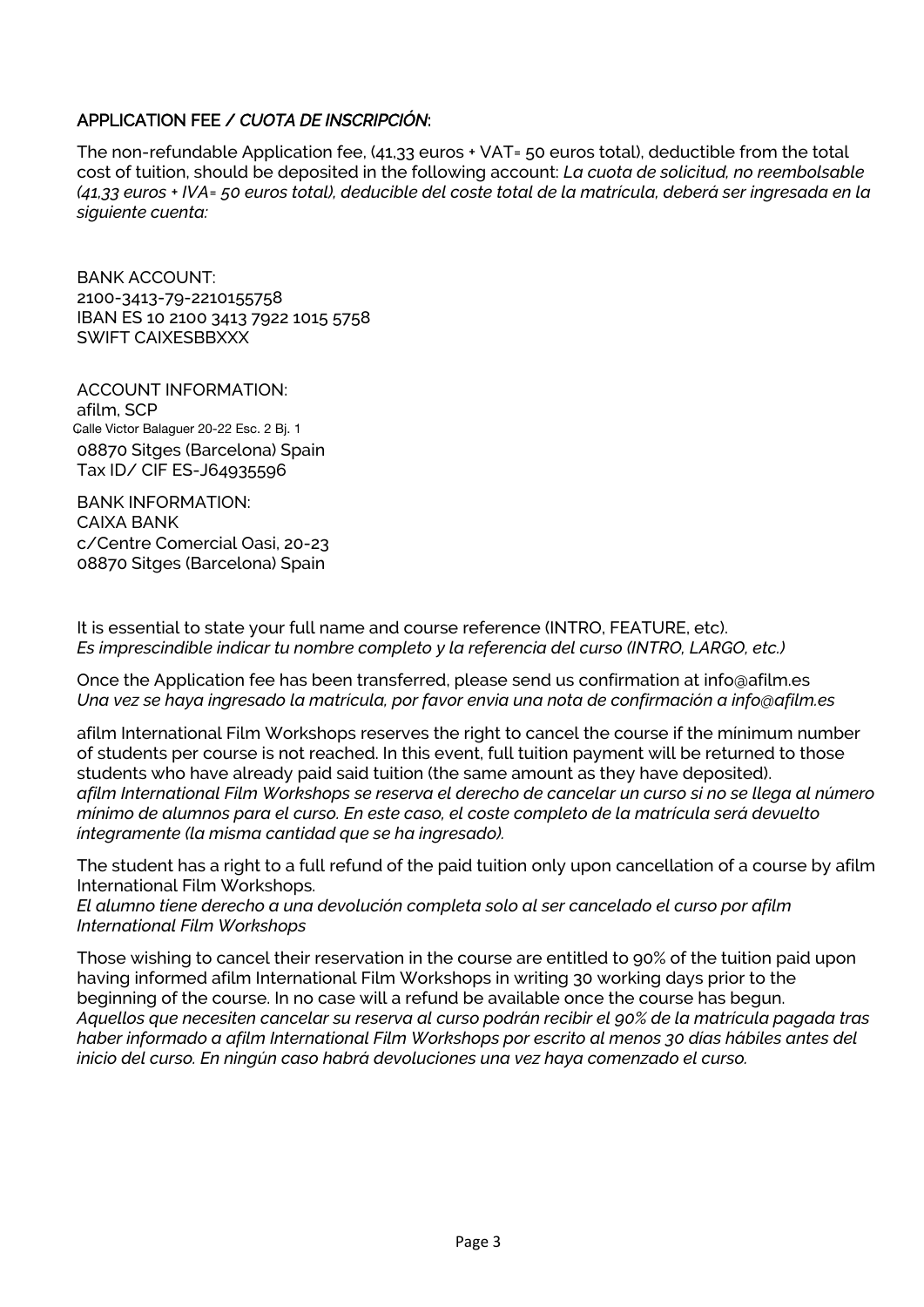## APPLICATION FEE / *CUOTA DE INSCRIPCIÓN*:

The non-refundable Application fee, (41,33 euros + VAT= 50 euros total), deductible from the total cost of tuition, should be deposited in the following account: *La cuota de solicitud, no reembolsable (41,33 euros + IVA= 50 euros total), deducible del coste total de la matrícula, deberá ser ingresada en la siguiente cuenta:*

BANK ACCOUNT:
2100-3413-79-2210155758
IBAN ES 10 2100 3413 7922 1015 5758
SWIFT CAIXESBBXXX

ACCOUNT INFORMATION:
afilm, SCP
Calle Victor Balaguer 20-22 Esc. 2 Bj. 1
08870 Sitges (Barcelona) Spain
Tax ID/ CIF ES-J64935596

BANK INFORMATION:
CAIXA BANK
c/Centre Comercial Oasi, 20-23
08870 Sitges (Barcelona) Spain

It is essential to state your full name and course reference (INTRO, FEATURE, etc).
*Es imprescindible indicar tu nombre completo y la referencia del curso (INTRO, LARGO, etc.)*

Once the Application fee has been transferred, please send us confirmation at info@afilm.es
*Una vez se haya ingresado la matrícula, por favor envía una nota de confirmación a info@afilm.es*

afilm International Film Workshops reserves the right to cancel the course if the minimum number of students per course is not reached. In this event, full tuition payment will be returned to those students who have already paid said tuition (the same amount as they have deposited).
*afilm International Film Workshops se reserva el derecho de cancelar un curso si no se llega al número mínimo de alumnos para el curso. En este caso, el coste completo de la matrícula será devuelto íntegramente (la misma cantidad que se ha ingresado).*

The student has a right to a full refund of the paid tuition only upon cancellation of a course by afilm International Film Workshops.
*El alumno tiene derecho a una devolución completa solo al ser cancelado el curso por afilm International Film Workshops*

Those wishing to cancel their reservation in the course are entitled to 90% of the tuition paid upon having informed afilm International Film Workshops in writing 30 working days prior to the beginning of the course. In no case will a refund be available once the course has begun.
*Aquellos que necesiten cancelar su reserva al curso podrán recibir el 90% de la matrícula pagada tras haber informado a afilm International Film Workshops por escrito al menos 30 días hábiles antes del inicio del curso. En ningún caso habrá devoluciones una vez haya comenzado el curso.*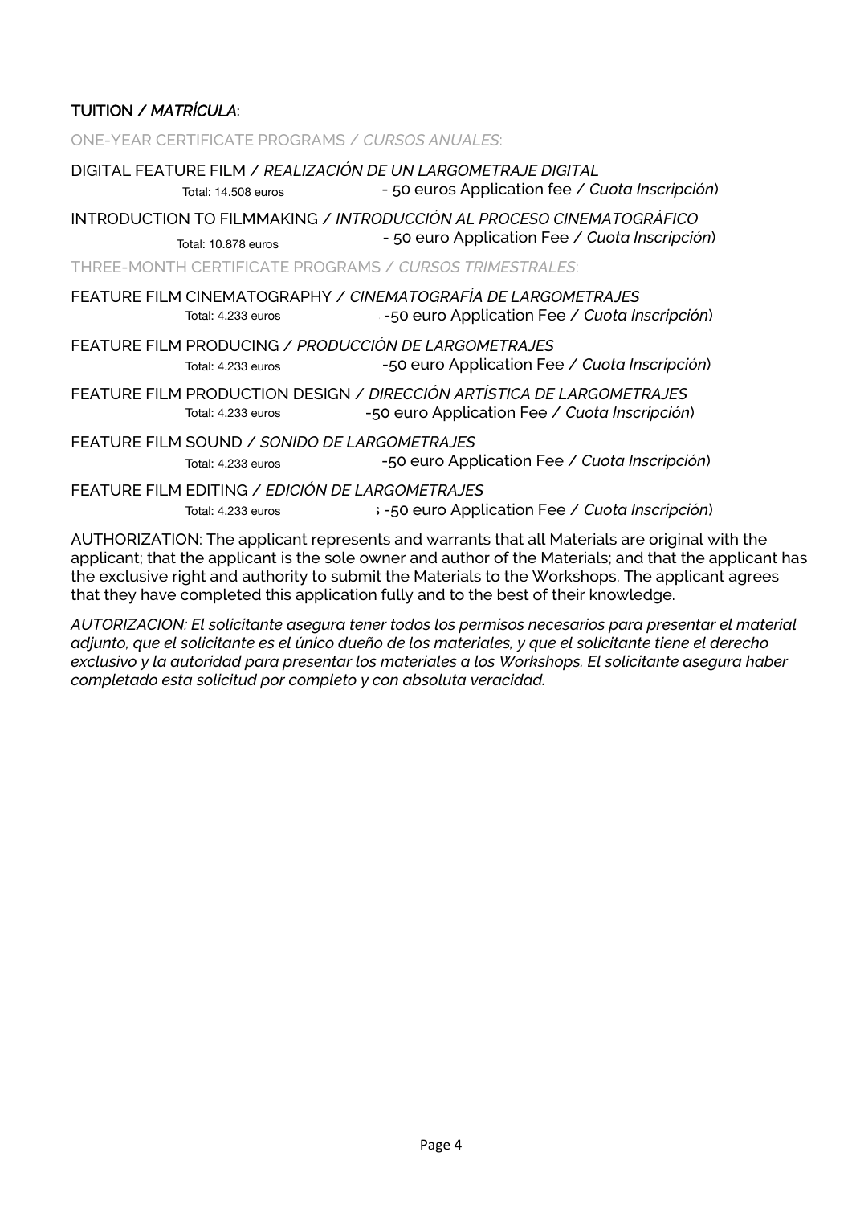## TUITION / *MATRÍCULA*:

ONE-YEAR CERTIFICATE PROGRAMS / *CURSOS ANUALES*:

DIGITAL FEATURE FILM / *REALIZACIÓN DE UN LARGOMETRAJE DIGITAL*

Total: 14.508 euros - 50 euros Application fee / *Cuota Inscripción*)

INTRODUCTION TO FILMMAKING / *INTRODUCCIÓN AL PROCESO CINEMATOGRÁFICO*

Total: 10.878 euros - 50 euro Application Fee / *Cuota Inscripción*)

THREE-MONTH CERTIFICATE PROGRAMS / *CURSOS TRIMESTRALES*:

FEATURE FILM CINEMATOGRAPHY / *CINEMATOGRAFÍA DE LARGOMETRAJES*

Total: 4.233 euros -50 euro Application Fee / *Cuota Inscripción*)

FEATURE FILM PRODUCING / *PRODUCCIÓN DE LARGOMETRAJES*

Total: 4.233 euros -50 euro Application Fee / *Cuota Inscripción*)

FEATURE FILM PRODUCTION DESIGN / *DIRECCIÓN ARTÍSTICA DE LARGOMETRAJES*

Total: 4.233 euros -50 euro Application Fee / *Cuota Inscripción*)

FEATURE FILM SOUND / *SONIDO DE LARGOMETRAJES*

Total: 4.233 euros -50 euro Application Fee / *Cuota Inscripción*)

FEATURE FILM EDITING / *EDICIÓN DE LARGOMETRAJES*

Total: 4.233 euros -50 euro Application Fee / *Cuota Inscripción*)

AUTHORIZATION: The applicant represents and warrants that all Materials are original with the applicant; that the applicant is the sole owner and author of the Materials; and that the applicant has the exclusive right and authority to submit the Materials to the Workshops. The applicant agrees that they have completed this application fully and to the best of their knowledge.

*AUTORIZACION: El solicitante asegura tener todos los permisos necesarios para presentar el material adjunto, que el solicitante es el único dueño de los materiales, y que el solicitante tiene el derecho exclusivo y la autoridad para presentar los materiales a los Workshops. El solicitante asegura haber completado esta solicitud por completo y con absoluta veracidad.*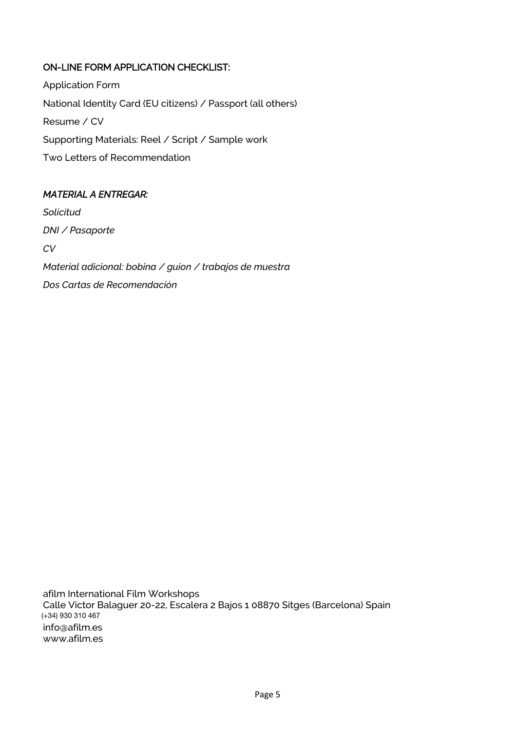## ON-LINE FORM APPLICATION CHECKLIST:

Application Form

National Identity Card (EU citizens) / Passport (all others)

Resume / CV

Supporting Materials: Reel / Script / Sample work

Two Letters of Recommendation

## *MATERIAL A ENTREGAR:*

*Solicitud*

*DNI / Pasaporte*

*CV*

*Material adicional: bobina / guion / trabajos de muestra*

*Dos Cartas de Recomendación*

afilm International Film Workshops
Calle Victor Balaguer 20-22, Escalera 2 Bajos 1 08870 Sitges (Barcelona) Spain
(+34) 930 310 467
info@afilm.es
www.afilm.es